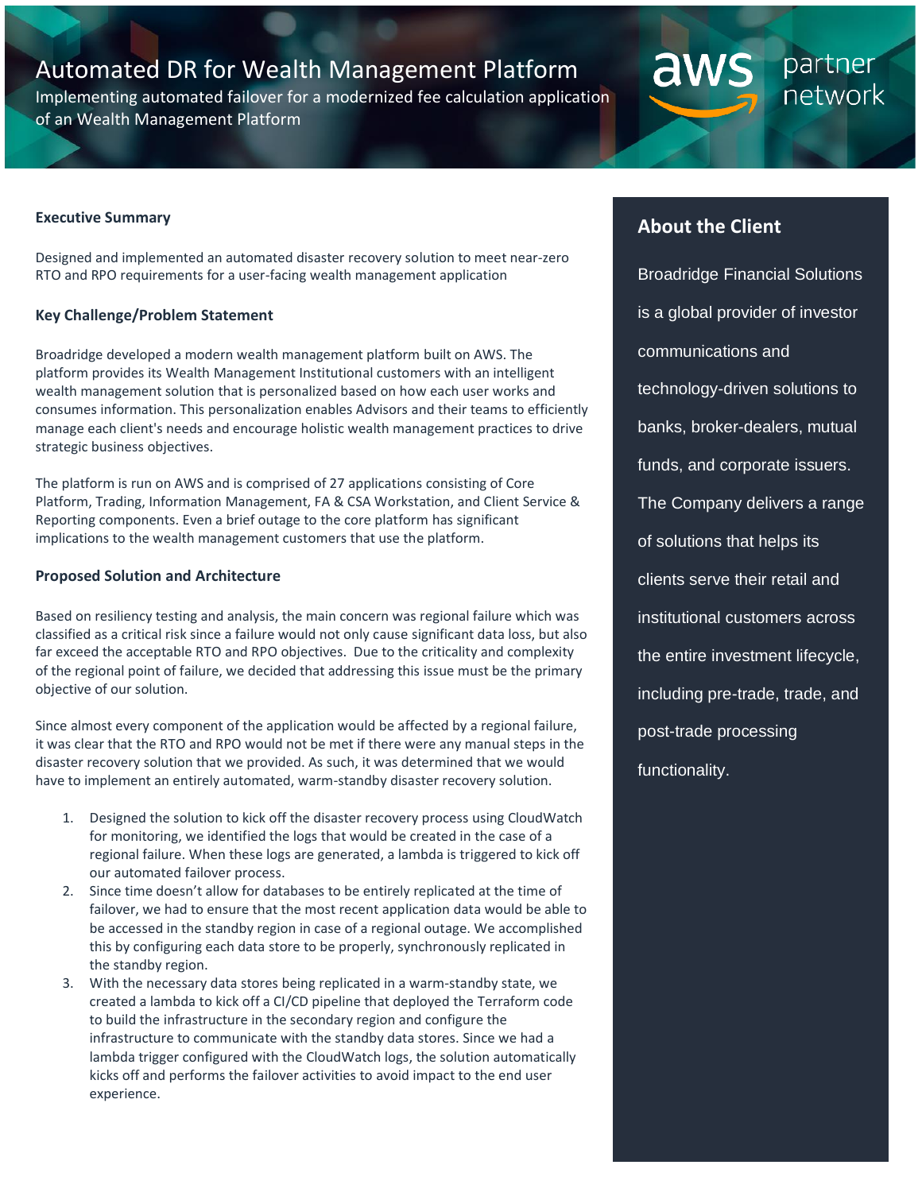# Automated DR for Wealth Management Platform

Implementing automated failover for a modernized fee calculation application of an Wealth Management Platform

aws partner network

## Executive Summary

Designed and implemented an automated disaster recovery solution to meet near-zero RTO and RPO requirements for a user-facing wealth management application

## Key Challenge/Problem Statement

Broadridge developed a modern wealth management platform built on AWS. The platform provides its Wealth Management Institutional customers with an intelligent wealth management solution that is personalized based on how each user works and consumes information. This personalization enables Advisors and their teams to efficiently manage each client's needs and encourage holistic wealth management practices to drive strategic business objectives.

The platform is run on AWS and is comprised of 27 applications consisting of Core Platform, Trading, Information Management, FA & CSA Workstation, and Client Service & Reporting components. Even a brief outage to the core platform has significant implications to the wealth management customers that use the platform.

## Proposed Solution and Architecture

Based on resiliency testing and analysis, the main concern was regional failure which was classified as a critical risk since a failure would not only cause significant data loss, but also far exceed the acceptable RTO and RPO objectives. Due to the criticality and complexity of the regional point of failure, we decided that addressing this issue must be the primary objective of our solution.

Since almost every component of the application would be affected by a regional failure, it was clear that the RTO and RPO would not be met if there were any manual steps in the disaster recovery solution that we provided. As such, it was determined that we would have to implement an entirely automated, warm-standby disaster recovery solution.

1. Designed the solution to kick off the disaster recovery process using CloudWatch for monitoring, we identified the logs that would be created in the case of a regional failure. When these logs are generated, a lambda is triggered to kick off our automated failover process.
2. Since time doesn't allow for databases to be entirely replicated at the time of failover, we had to ensure that the most recent application data would be able to be accessed in the standby region in case of a regional outage. We accomplished this by configuring each data store to be properly, synchronously replicated in the standby region.
3. With the necessary data stores being replicated in a warm-standby state, we created a lambda to kick off a CI/CD pipeline that deployed the Terraform code to build the infrastructure in the secondary region and configure the infrastructure to communicate with the standby data stores. Since we had a lambda trigger configured with the CloudWatch logs, the solution automatically kicks off and performs the failover activities to avoid impact to the end user experience.

## About the Client

Broadridge Financial Solutions is a global provider of investor communications and technology-driven solutions to banks, broker-dealers, mutual funds, and corporate issuers. The Company delivers a range of solutions that helps its clients serve their retail and institutional customers across the entire investment lifecycle, including pre-trade, trade, and post-trade processing functionality.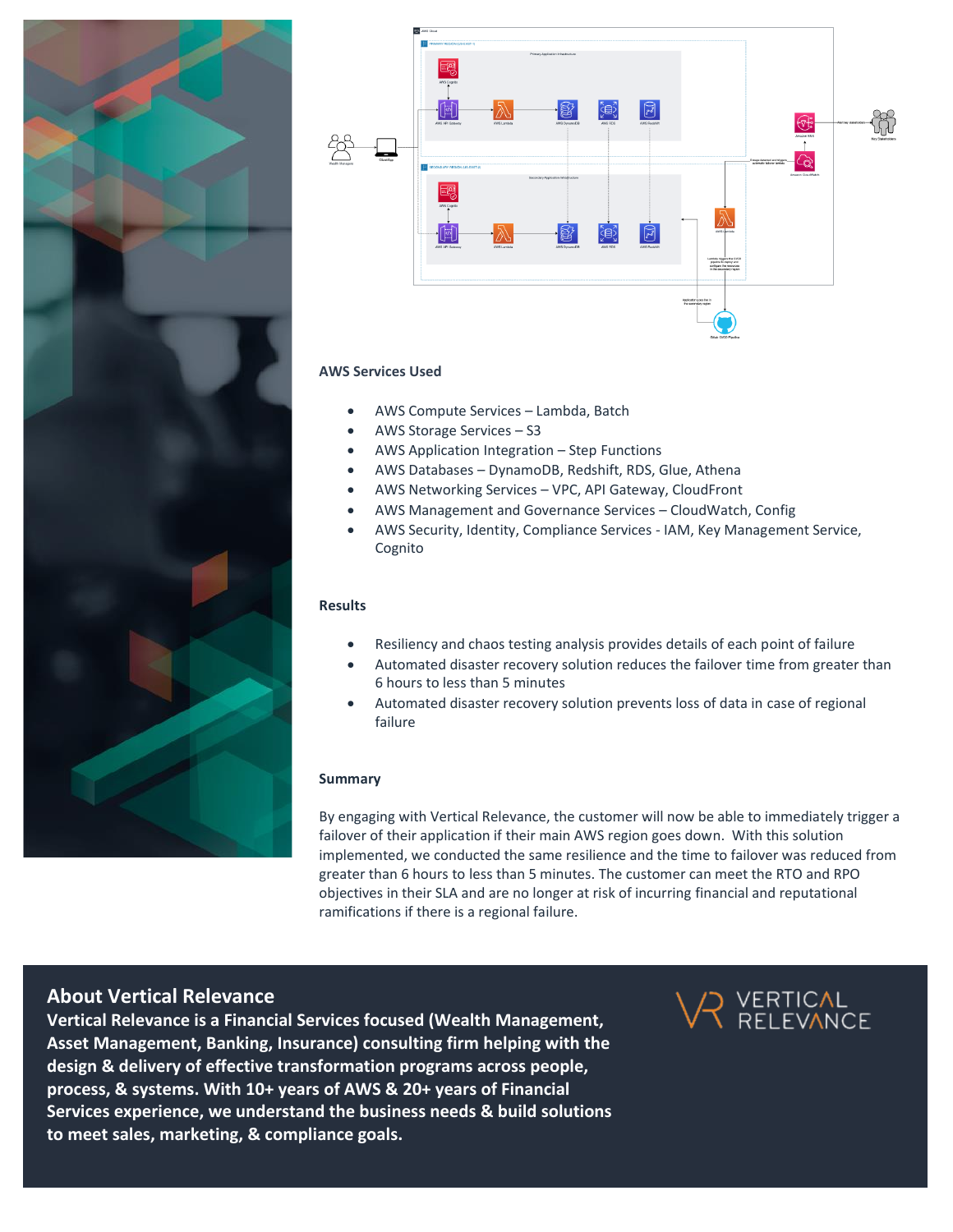## AWS Services Used

- AWS Compute Services – Lambda, Batch
- AWS Storage Services – S3
- AWS Application Integration – Step Functions
- AWS Databases – DynamoDB, Redshift, RDS, Glue, Athena
- AWS Networking Services – VPC, API Gateway, CloudFront
- AWS Management and Governance Services – CloudWatch, Config
- AWS Security, Identity, Compliance Services - IAM, Key Management Service, Cognito

## Results

- Resiliency and chaos testing analysis provides details of each point of failure
- Automated disaster recovery solution reduces the failover time from greater than 6 hours to less than 5 minutes
- Automated disaster recovery solution prevents loss of data in case of regional failure

## Summary

By engaging with Vertical Relevance, the customer will now be able to immediately trigger a failover of their application if their main AWS region goes down. With this solution implemented, we conducted the same resilience and the time to failover was reduced from greater than 6 hours to less than 5 minutes. The customer can meet the RTO and RPO objectives in their SLA and are no longer at risk of incurring financial and reputational ramifications if there is a regional failure.

## About Vertical Relevance

**Vertical Relevance is a Financial Services focused (Wealth Management, Asset Management, Banking, Insurance) consulting firm helping with the design & delivery of effective transformation programs across people, process, & systems. With 10+ years of AWS & 20+ years of Financial Services experience, we understand the business needs & build solutions to meet sales, marketing, & compliance goals.**

VERTICAL RELEVANCE